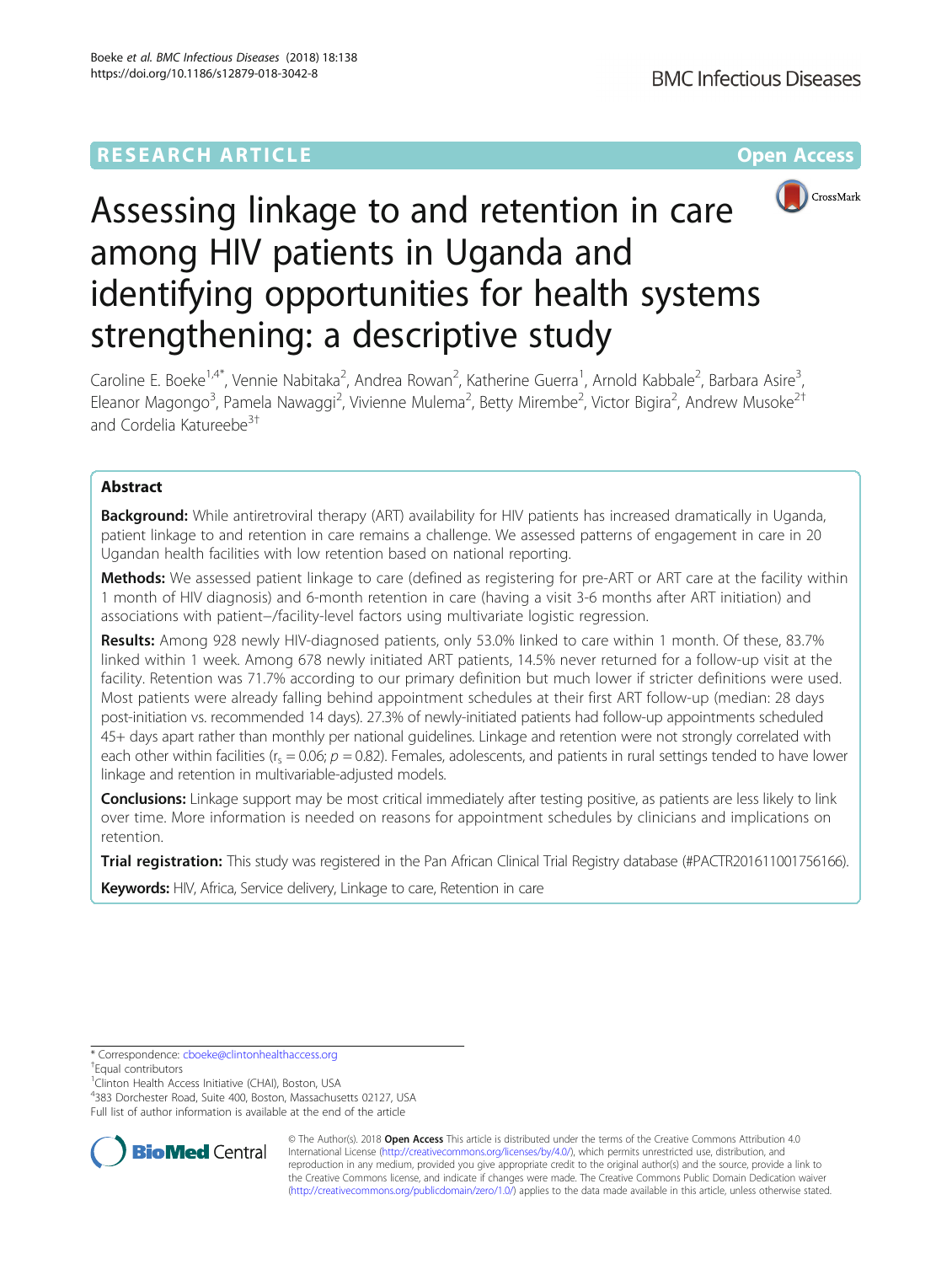RESEARCH ARTICLE

Open Access

# Assessing linkage to and retention in care among HIV patients in Uganda and identifying opportunities for health systems strengthening: a descriptive study

Caroline E. Boeke[1,4*], Vennie Nabitaka[2], Andrea Rowan[2], Katherine Guerra[1], Arnold Kabbale[2], Barbara Asire[3], Eleanor Magongo[3], Pamela Nawaggi[2], Vivienne Mulema[2], Betty Mirembe[2], Victor Bigira[2], Andrew Musoke[2†] and Cordelia Katureebe[3†]

## Abstract

**Background:** While antiretroviral therapy (ART) availability for HIV patients has increased dramatically in Uganda, patient linkage to and retention in care remains a challenge. We assessed patterns of engagement in care in 20 Ugandan health facilities with low retention based on national reporting.

**Methods:** We assessed patient linkage to care (defined as registering for pre-ART or ART care at the facility within 1 month of HIV diagnosis) and 6-month retention in care (having a visit 3-6 months after ART initiation) and associations with patient−/facility-level factors using multivariate logistic regression.

**Results:** Among 928 newly HIV-diagnosed patients, only 53.0% linked to care within 1 month. Of these, 83.7% linked within 1 week. Among 678 newly initiated ART patients, 14.5% never returned for a follow-up visit at the facility. Retention was 71.7% according to our primary definition but much lower if stricter definitions were used. Most patients were already falling behind appointment schedules at their first ART follow-up (median: 28 days post-initiation vs. recommended 14 days). 27.3% of newly-initiated patients had follow-up appointments scheduled 45+ days apart rather than monthly per national guidelines. Linkage and retention were not strongly correlated with each other within facilities ($r_s = 0.06$; $p = 0.82$). Females, adolescents, and patients in rural settings tended to have lower linkage and retention in multivariable-adjusted models.

**Conclusions:** Linkage support may be most critical immediately after testing positive, as patients are less likely to link over time. More information is needed on reasons for appointment schedules by clinicians and implications on retention.

**Trial registration:** This study was registered in the Pan African Clinical Trial Registry database (#PACTR201611001756166).

**Keywords:** HIV, Africa, Service delivery, Linkage to care, Retention in care

* Correspondence: cboeke@clintonhealthaccess.org
†Equal contributors
[1]Clinton Health Access Initiative (CHAI), Boston, USA
[4]383 Dorchester Road, Suite 400, Boston, Massachusetts 02127, USA
Full list of author information is available at the end of the article

© The Author(s). 2018 **Open Access** This article is distributed under the terms of the Creative Commons Attribution 4.0 International License (http://creativecommons.org/licenses/by/4.0/), which permits unrestricted use, distribution, and reproduction in any medium, provided you give appropriate credit to the original author(s) and the source, provide a link to the Creative Commons license, and indicate if changes were made. The Creative Commons Public Domain Dedication waiver (http://creativecommons.org/publicdomain/zero/1.0/) applies to the data made available in this article, unless otherwise stated.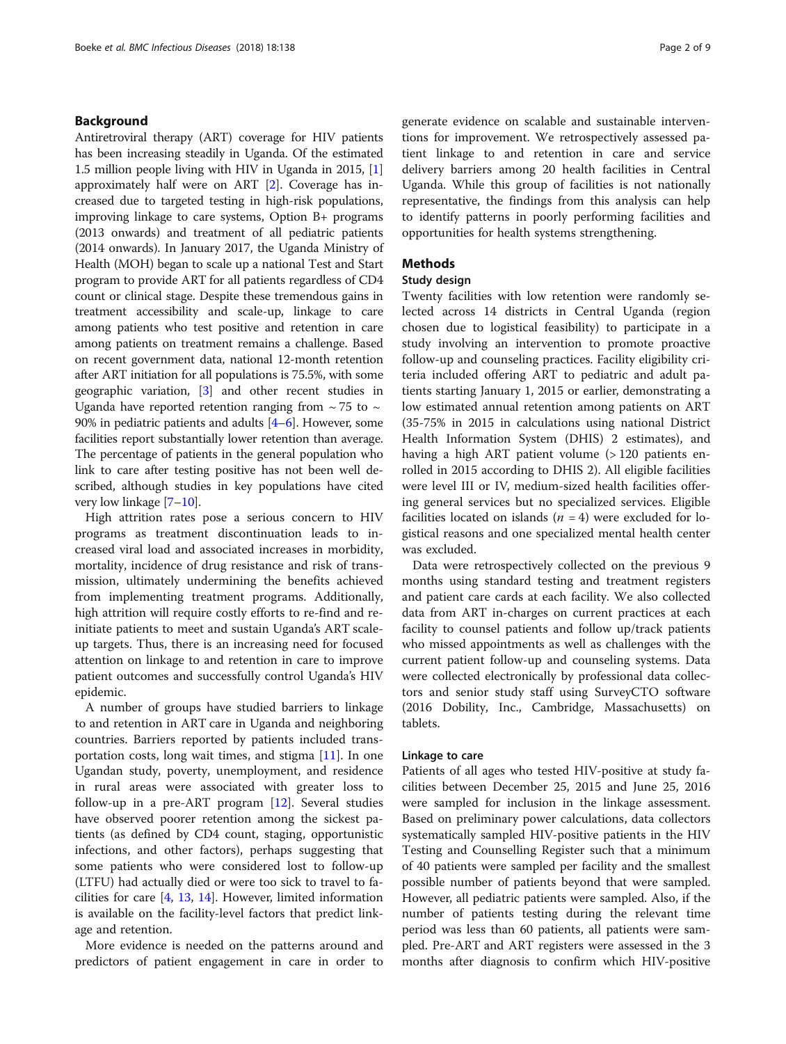## Background

Antiretroviral therapy (ART) coverage for HIV patients has been increasing steadily in Uganda. Of the estimated 1.5 million people living with HIV in Uganda in 2015, [1] approximately half were on ART [2]. Coverage has increased due to targeted testing in high-risk populations, improving linkage to care systems, Option B+ programs (2013 onwards) and treatment of all pediatric patients (2014 onwards). In January 2017, the Uganda Ministry of Health (MOH) began to scale up a national Test and Start program to provide ART for all patients regardless of CD4 count or clinical stage. Despite these tremendous gains in treatment accessibility and scale-up, linkage to care among patients who test positive and retention in care among patients on treatment remains a challenge. Based on recent government data, national 12-month retention after ART initiation for all populations is 75.5%, with some geographic variation, [3] and other recent studies in Uganda have reported retention ranging from ~ 75 to ~ 90% in pediatric patients and adults [4–6]. However, some facilities report substantially lower retention than average. The percentage of patients in the general population who link to care after testing positive has not been well described, although studies in key populations have cited very low linkage [7–10].

High attrition rates pose a serious concern to HIV programs as treatment discontinuation leads to increased viral load and associated increases in morbidity, mortality, incidence of drug resistance and risk of transmission, ultimately undermining the benefits achieved from implementing treatment programs. Additionally, high attrition will require costly efforts to re-find and re-initiate patients to meet and sustain Uganda's ART scale-up targets. Thus, there is an increasing need for focused attention on linkage to and retention in care to improve patient outcomes and successfully control Uganda's HIV epidemic.

A number of groups have studied barriers to linkage to and retention in ART care in Uganda and neighboring countries. Barriers reported by patients included transportation costs, long wait times, and stigma [11]. In one Ugandan study, poverty, unemployment, and residence in rural areas were associated with greater loss to follow-up in a pre-ART program [12]. Several studies have observed poorer retention among the sickest patients (as defined by CD4 count, staging, opportunistic infections, and other factors), perhaps suggesting that some patients who were considered lost to follow-up (LTFU) had actually died or were too sick to travel to facilities for care [4, 13, 14]. However, limited information is available on the facility-level factors that predict linkage and retention.

More evidence is needed on the patterns around and predictors of patient engagement in care in order to generate evidence on scalable and sustainable interventions for improvement. We retrospectively assessed patient linkage to and retention in care and service delivery barriers among 20 health facilities in Central Uganda. While this group of facilities is not nationally representative, the findings from this analysis can help to identify patterns in poorly performing facilities and opportunities for health systems strengthening.

## Methods

### Study design

Twenty facilities with low retention were randomly selected across 14 districts in Central Uganda (region chosen due to logistical feasibility) to participate in a study involving an intervention to promote proactive follow-up and counseling practices. Facility eligibility criteria included offering ART to pediatric and adult patients starting January 1, 2015 or earlier, demonstrating a low estimated annual retention among patients on ART (35-75% in 2015 in calculations using national District Health Information System (DHIS) 2 estimates), and having a high ART patient volume (> 120 patients enrolled in 2015 according to DHIS 2). All eligible facilities were level III or IV, medium-sized health facilities offering general services but no specialized services. Eligible facilities located on islands ($n$ = 4) were excluded for logistical reasons and one specialized mental health center was excluded.

Data were retrospectively collected on the previous 9 months using standard testing and treatment registers and patient care cards at each facility. We also collected data from ART in-charges on current practices at each facility to counsel patients and follow up/track patients who missed appointments as well as challenges with the current patient follow-up and counseling systems. Data were collected electronically by professional data collectors and senior study staff using SurveyCTO software (2016 Dobility, Inc., Cambridge, Massachusetts) on tablets.

### Linkage to care

Patients of all ages who tested HIV-positive at study facilities between December 25, 2015 and June 25, 2016 were sampled for inclusion in the linkage assessment. Based on preliminary power calculations, data collectors systematically sampled HIV-positive patients in the HIV Testing and Counselling Register such that a minimum of 40 patients were sampled per facility and the smallest possible number of patients beyond that were sampled. However, all pediatric patients were sampled. Also, if the number of patients testing during the relevant time period was less than 60 patients, all patients were sampled. Pre-ART and ART registers were assessed in the 3 months after diagnosis to confirm which HIV-positive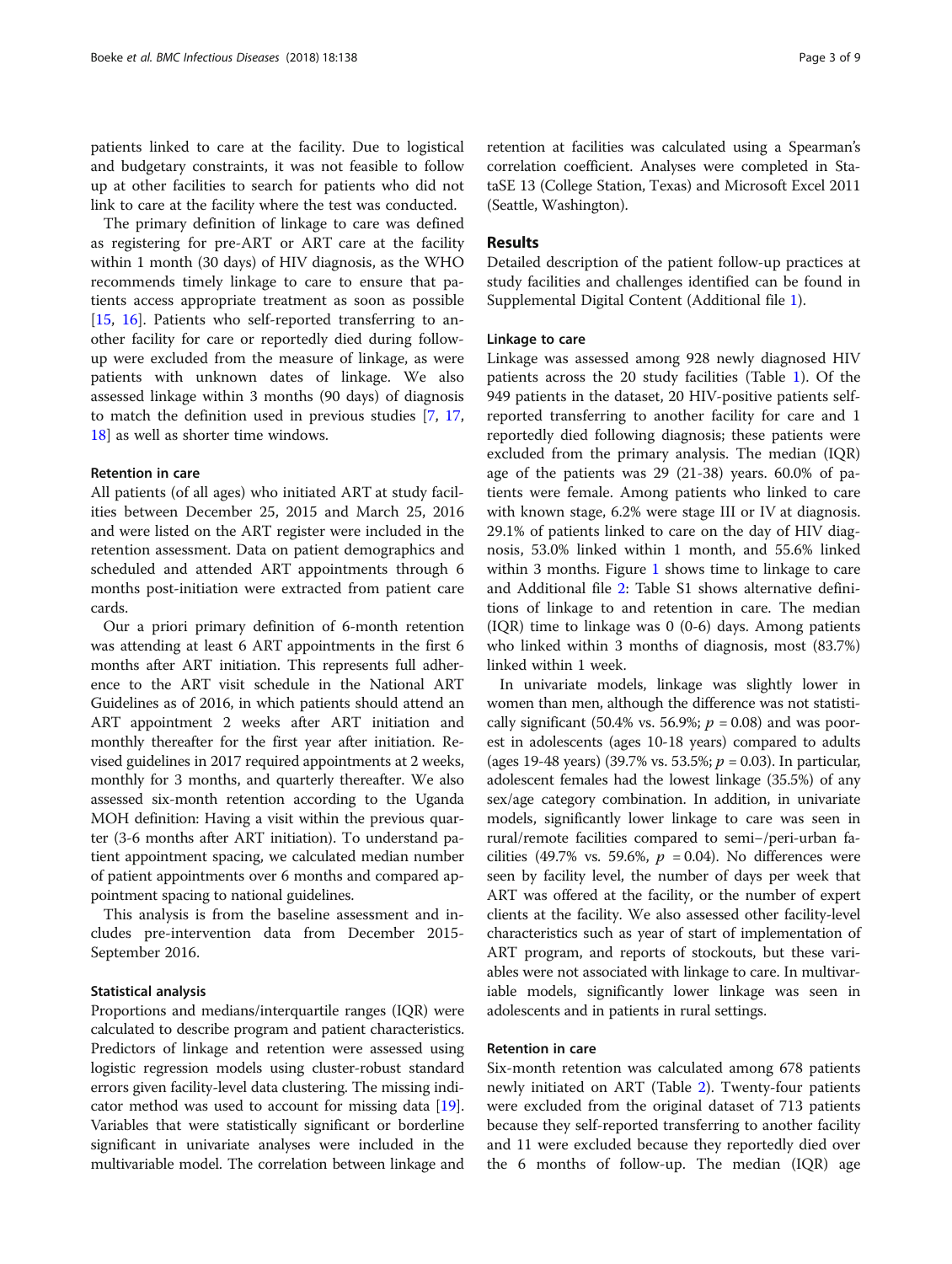patients linked to care at the facility. Due to logistical and budgetary constraints, it was not feasible to follow up at other facilities to search for patients who did not link to care at the facility where the test was conducted.

The primary definition of linkage to care was defined as registering for pre-ART or ART care at the facility within 1 month (30 days) of HIV diagnosis, as the WHO recommends timely linkage to care to ensure that patients access appropriate treatment as soon as possible [15, 16]. Patients who self-reported transferring to another facility for care or reportedly died during follow-up were excluded from the measure of linkage, as were patients with unknown dates of linkage. We also assessed linkage within 3 months (90 days) of diagnosis to match the definition used in previous studies [7, 17, 18] as well as shorter time windows.

### Retention in care

All patients (of all ages) who initiated ART at study facilities between December 25, 2015 and March 25, 2016 and were listed on the ART register were included in the retention assessment. Data on patient demographics and scheduled and attended ART appointments through 6 months post-initiation were extracted from patient care cards.

Our a priori primary definition of 6-month retention was attending at least 6 ART appointments in the first 6 months after ART initiation. This represents full adherence to the ART visit schedule in the National ART Guidelines as of 2016, in which patients should attend an ART appointment 2 weeks after ART initiation and monthly thereafter for the first year after initiation. Revised guidelines in 2017 required appointments at 2 weeks, monthly for 3 months, and quarterly thereafter. We also assessed six-month retention according to the Uganda MOH definition: Having a visit within the previous quarter (3-6 months after ART initiation). To understand patient appointment spacing, we calculated median number of patient appointments over 6 months and compared appointment spacing to national guidelines.

This analysis is from the baseline assessment and includes pre-intervention data from December 2015-September 2016.

### Statistical analysis

Proportions and medians/interquartile ranges (IQR) were calculated to describe program and patient characteristics. Predictors of linkage and retention were assessed using logistic regression models using cluster-robust standard errors given facility-level data clustering. The missing indicator method was used to account for missing data [19]. Variables that were statistically significant or borderline significant in univariate analyses were included in the multivariable model. The correlation between linkage and retention at facilities was calculated using a Spearman's correlation coefficient. Analyses were completed in StataSE 13 (College Station, Texas) and Microsoft Excel 2011 (Seattle, Washington).

## Results

Detailed description of the patient follow-up practices at study facilities and challenges identified can be found in Supplemental Digital Content (Additional file 1).

### Linkage to care

Linkage was assessed among 928 newly diagnosed HIV patients across the 20 study facilities (Table 1). Of the 949 patients in the dataset, 20 HIV-positive patients self-reported transferring to another facility for care and 1 reportedly died following diagnosis; these patients were excluded from the primary analysis. The median (IQR) age of the patients was 29 (21-38) years. 60.0% of patients were female. Among patients who linked to care with known stage, 6.2% were stage III or IV at diagnosis. 29.1% of patients linked to care on the day of HIV diagnosis, 53.0% linked within 1 month, and 55.6% linked within 3 months. Figure 1 shows time to linkage to care and Additional file 2: Table S1 shows alternative definitions of linkage to and retention in care. The median (IQR) time to linkage was 0 (0-6) days. Among patients who linked within 3 months of diagnosis, most (83.7%) linked within 1 week.

In univariate models, linkage was slightly lower in women than men, although the difference was not statistically significant (50.4% vs. 56.9%; $p = 0.08$) and was poorest in adolescents (ages 10-18 years) compared to adults (ages 19-48 years) (39.7% vs. 53.5%; $p = 0.03$). In particular, adolescent females had the lowest linkage (35.5%) of any sex/age category combination. In addition, in univariate models, significantly lower linkage to care was seen in rural/remote facilities compared to semi–/peri-urban facilities (49.7% vs. 59.6%, $p = 0.04$). No differences were seen by facility level, the number of days per week that ART was offered at the facility, or the number of expert clients at the facility. We also assessed other facility-level characteristics such as year of start of implementation of ART program, and reports of stockouts, but these variables were not associated with linkage to care. In multivariable models, significantly lower linkage was seen in adolescents and in patients in rural settings.

### Retention in care

Six-month retention was calculated among 678 patients newly initiated on ART (Table 2). Twenty-four patients were excluded from the original dataset of 713 patients because they self-reported transferring to another facility and 11 were excluded because they reportedly died over the 6 months of follow-up. The median (IQR) age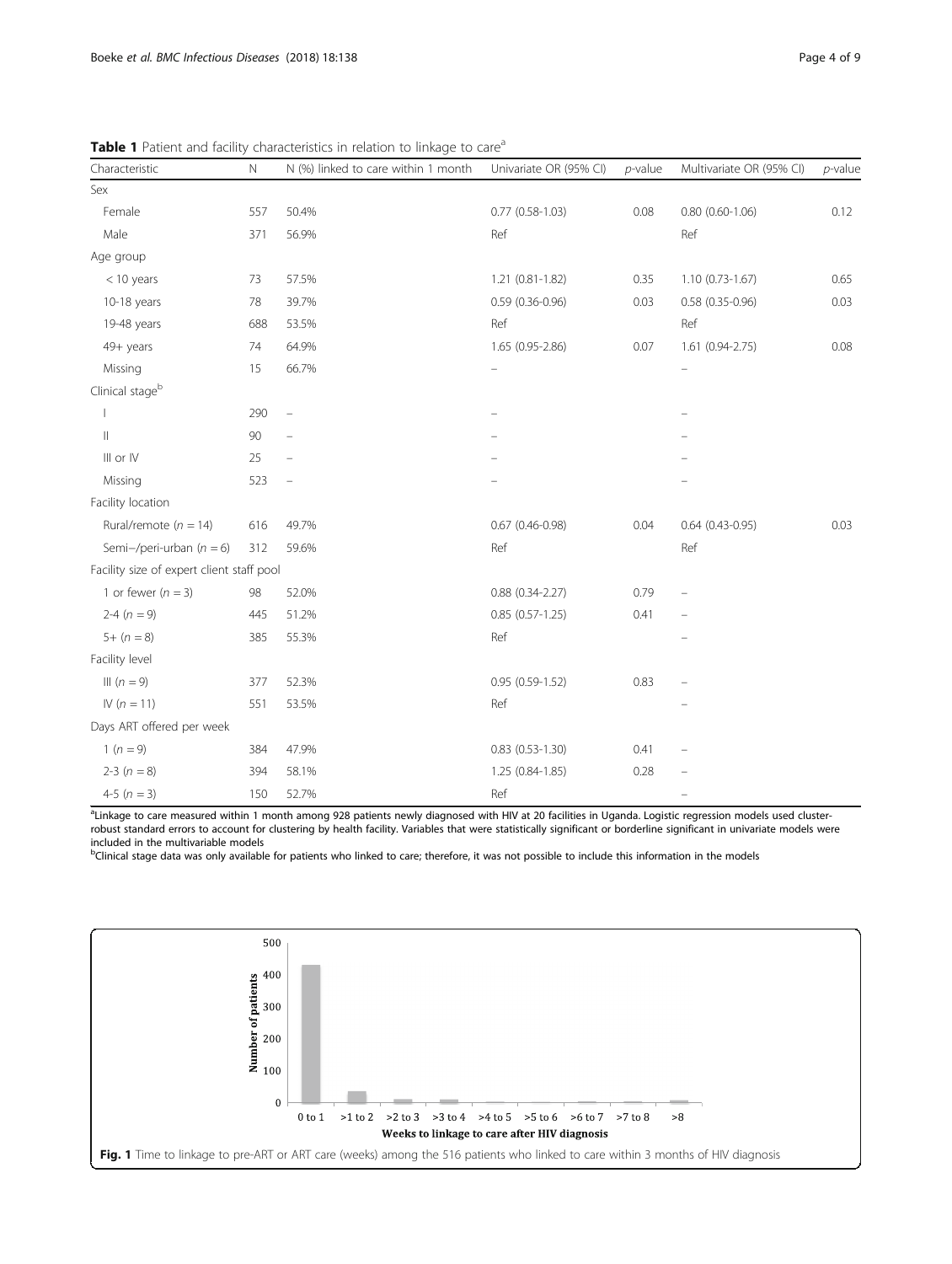**Table 1** Patient and facility characteristics in relation to linkage to care[a]

| Characteristic | N | N (%) linked to care within 1 month | Univariate OR (95% CI) | *p*-value | Multivariate OR (95% CI) | *p*-value |
|---|---|---|---|---|---|---|
| Sex | | | | | | |
| Female | 557 | 50.4% | 0.77 (0.58-1.03) | 0.08 | 0.80 (0.60-1.06) | 0.12 |
| Male | 371 | 56.9% | Ref | | Ref | |
| Age group | | | | | | |
| < 10 years | 73 | 57.5% | 1.21 (0.81-1.82) | 0.35 | 1.10 (0.73-1.67) | 0.65 |
| 10-18 years | 78 | 39.7% | 0.59 (0.36-0.96) | 0.03 | 0.58 (0.35-0.96) | 0.03 |
| 19-48 years | 688 | 53.5% | Ref | | Ref | |
| 49+ years | 74 | 64.9% | 1.65 (0.95-2.86) | 0.07 | 1.61 (0.94-2.75) | 0.08 |
| Missing | 15 | 66.7% | – | | – | |
| Clinical stage[b] | | | | | | |
| I | 290 | – | – | | – | |
| II | 90 | – | – | | – | |
| III or IV | 25 | – | – | | – | |
| Missing | 523 | – | – | | – | |
| Facility location | | | | | | |
| Rural/remote ($n = 14$) | 616 | 49.7% | 0.67 (0.46-0.98) | 0.04 | 0.64 (0.43-0.95) | 0.03 |
| Semi−/peri-urban ($n = 6$) | 312 | 59.6% | Ref | | Ref | |
| Facility size of expert client staff pool | | | | | | |
| 1 or fewer ($n = 3$) | 98 | 52.0% | 0.88 (0.34-2.27) | 0.79 | – | |
| 2-4 ($n = 9$) | 445 | 51.2% | 0.85 (0.57-1.25) | 0.41 | – | |
| 5+ ($n = 8$) | 385 | 55.3% | Ref | | – | |
| Facility level | | | | | | |
| III ($n = 9$) | 377 | 52.3% | 0.95 (0.59-1.52) | 0.83 | – | |
| IV ($n = 11$) | 551 | 53.5% | Ref | | – | |
| Days ART offered per week | | | | | | |
| 1 ($n = 9$) | 384 | 47.9% | 0.83 (0.53-1.30) | 0.41 | – | |
| 2-3 ($n = 8$) | 394 | 58.1% | 1.25 (0.84-1.85) | 0.28 | – | |
| 4-5 ($n = 3$) | 150 | 52.7% | Ref | | – | |

[a]Linkage to care measured within 1 month among 928 patients newly diagnosed with HIV at 20 facilities in Uganda. Logistic regression models used cluster-robust standard errors to account for clustering by health facility. Variables that were statistically significant or borderline significant in univariate models were included in the multivariable models

[b]Clinical stage data was only available for patients who linked to care; therefore, it was not possible to include this information in the models

**Fig. 1** Time to linkage to pre-ART or ART care (weeks) among the 516 patients who linked to care within 3 months of HIV diagnosis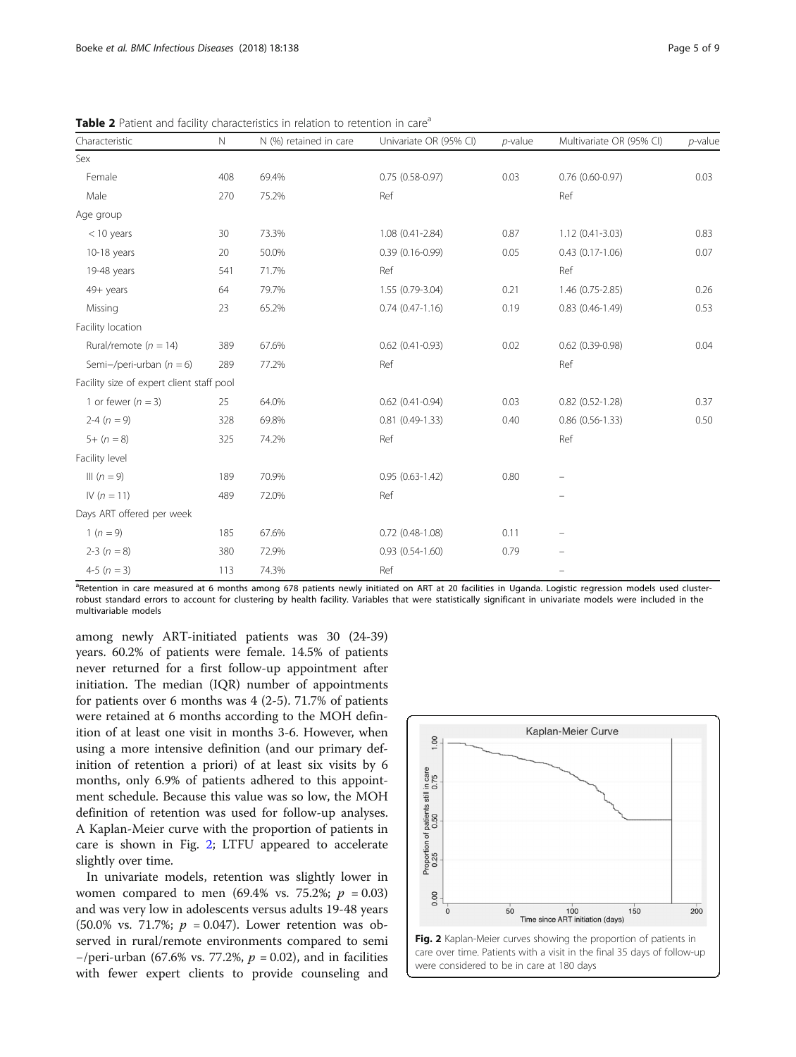**Table 2** Patient and facility characteristics in relation to retention in care[a]

| Characteristic | N | N (%) retained in care | Univariate OR (95% CI) | *p*-value | Multivariate OR (95% CI) | *p*-value |
|---|---|---|---|---|---|---|
| Sex | | | | | | |
| Female | 408 | 69.4% | 0.75 (0.58-0.97) | 0.03 | 0.76 (0.60-0.97) | 0.03 |
| Male | 270 | 75.2% | Ref | | Ref | |
| Age group | | | | | | |
| < 10 years | 30 | 73.3% | 1.08 (0.41-2.84) | 0.87 | 1.12 (0.41-3.03) | 0.83 |
| 10-18 years | 20 | 50.0% | 0.39 (0.16-0.99) | 0.05 | 0.43 (0.17-1.06) | 0.07 |
| 19-48 years | 541 | 71.7% | Ref | | Ref | |
| 49+ years | 64 | 79.7% | 1.55 (0.79-3.04) | 0.21 | 1.46 (0.75-2.85) | 0.26 |
| Missing | 23 | 65.2% | 0.74 (0.47-1.16) | 0.19 | 0.83 (0.46-1.49) | 0.53 |
| Facility location | | | | | | |
| Rural/remote ($n = 14$) | 389 | 67.6% | 0.62 (0.41-0.93) | 0.02 | 0.62 (0.39-0.98) | 0.04 |
| Semi−/peri-urban ($n = 6$) | 289 | 77.2% | Ref | | Ref | |
| Facility size of expert client staff pool | | | | | | |
| 1 or fewer ($n = 3$) | 25 | 64.0% | 0.62 (0.41-0.94) | 0.03 | 0.82 (0.52-1.28) | 0.37 |
| 2-4 ($n = 9$) | 328 | 69.8% | 0.81 (0.49-1.33) | 0.40 | 0.86 (0.56-1.33) | 0.50 |
| 5+ ($n = 8$) | 325 | 74.2% | Ref | | Ref | |
| Facility level | | | | | | |
| III ($n = 9$) | 189 | 70.9% | 0.95 (0.63-1.42) | 0.80 | – | |
| IV ($n = 11$) | 489 | 72.0% | Ref | | – | |
| Days ART offered per week | | | | | | |
| 1 ($n = 9$) | 185 | 67.6% | 0.72 (0.48-1.08) | 0.11 | – | |
| 2-3 ($n = 8$) | 380 | 72.9% | 0.93 (0.54-1.60) | 0.79 | – | |
| 4-5 ($n = 3$) | 113 | 74.3% | Ref | | – | |

[a]Retention in care measured at 6 months among 678 patients newly initiated on ART at 20 facilities in Uganda. Logistic regression models used cluster-robust standard errors to account for clustering by health facility. Variables that were statistically significant in univariate models were included in the multivariable models

among newly ART-initiated patients was 30 (24-39) years. 60.2% of patients were female. 14.5% of patients never returned for a first follow-up appointment after initiation. The median (IQR) number of appointments for patients over 6 months was 4 (2-5). 71.7% of patients were retained at 6 months according to the MOH definition of at least one visit in months 3-6. However, when using a more intensive definition (and our primary definition of retention a priori) of at least six visits by 6 months, only 6.9% of patients adhered to this appointment schedule. Because this value was so low, the MOH definition of retention was used for follow-up analyses. A Kaplan-Meier curve with the proportion of patients in care is shown in Fig. 2; LTFU appeared to accelerate slightly over time.

In univariate models, retention was slightly lower in women compared to men (69.4% vs. 75.2%; $p = 0.03$) and was very low in adolescents versus adults 19-48 years (50.0% vs. 71.7%; $p = 0.047$). Lower retention was observed in rural/remote environments compared to semi−/peri-urban (67.6% vs. 77.2%, $p = 0.02$), and in facilities with fewer expert clients to provide counseling and

**Fig. 2** Kaplan-Meier curves showing the proportion of patients in care over time. Patients with a visit in the final 35 days of follow-up were considered to be in care at 180 days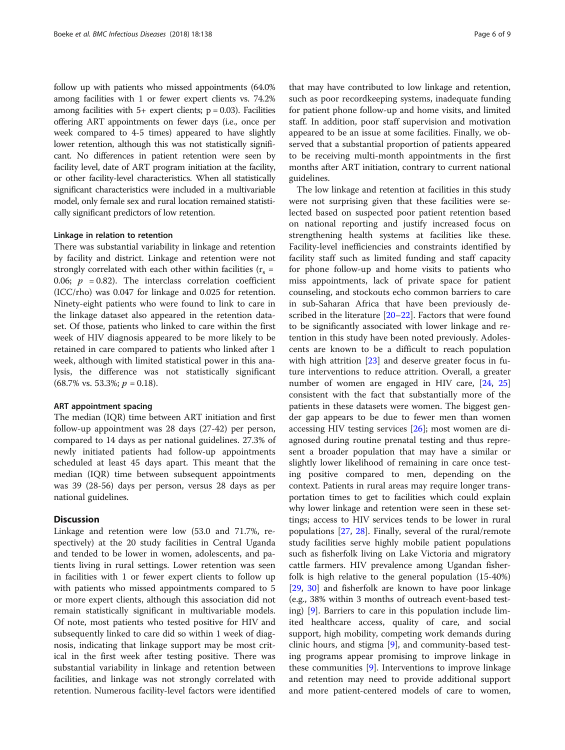follow up with patients who missed appointments (64.0% among facilities with 1 or fewer expert clients vs. 74.2% among facilities with 5+ expert clients; p = 0.03). Facilities offering ART appointments on fewer days (i.e., once per week compared to 4-5 times) appeared to have slightly lower retention, although this was not statistically significant. No differences in patient retention were seen by facility level, date of ART program initiation at the facility, or other facility-level characteristics. When all statistically significant characteristics were included in a multivariable model, only female sex and rural location remained statistically significant predictors of low retention.

#### Linkage in relation to retention

There was substantial variability in linkage and retention by facility and district. Linkage and retention were not strongly correlated with each other within facilities ($r_s$ = 0.06; $p$ = 0.82). The interclass correlation coefficient (ICC/rho) was 0.047 for linkage and 0.025 for retention. Ninety-eight patients who were found to link to care in the linkage dataset also appeared in the retention dataset. Of those, patients who linked to care within the first week of HIV diagnosis appeared to be more likely to be retained in care compared to patients who linked after 1 week, although with limited statistical power in this analysis, the difference was not statistically significant (68.7% vs. 53.3%; $p$ = 0.18).

#### ART appointment spacing

The median (IQR) time between ART initiation and first follow-up appointment was 28 days (27-42) per person, compared to 14 days as per national guidelines. 27.3% of newly initiated patients had follow-up appointments scheduled at least 45 days apart. This meant that the median (IQR) time between subsequent appointments was 39 (28-56) days per person, versus 28 days as per national guidelines.

## Discussion

Linkage and retention were low (53.0 and 71.7%, respectively) at the 20 study facilities in Central Uganda and tended to be lower in women, adolescents, and patients living in rural settings. Lower retention was seen in facilities with 1 or fewer expert clients to follow up with patients who missed appointments compared to 5 or more expert clients, although this association did not remain statistically significant in multivariable models. Of note, most patients who tested positive for HIV and subsequently linked to care did so within 1 week of diagnosis, indicating that linkage support may be most critical in the first week after testing positive. There was substantial variability in linkage and retention between facilities, and linkage was not strongly correlated with retention. Numerous facility-level factors were identified that may have contributed to low linkage and retention, such as poor recordkeeping systems, inadequate funding for patient phone follow-up and home visits, and limited staff. In addition, poor staff supervision and motivation appeared to be an issue at some facilities. Finally, we observed that a substantial proportion of patients appeared to be receiving multi-month appointments in the first months after ART initiation, contrary to current national guidelines.

The low linkage and retention at facilities in this study were not surprising given that these facilities were selected based on suspected poor patient retention based on national reporting and justify increased focus on strengthening health systems at facilities like these. Facility-level inefficiencies and constraints identified by facility staff such as limited funding and staff capacity for phone follow-up and home visits to patients who miss appointments, lack of private space for patient counseling, and stockouts echo common barriers to care in sub-Saharan Africa that have been previously described in the literature [20–22]. Factors that were found to be significantly associated with lower linkage and retention in this study have been noted previously. Adolescents are known to be a difficult to reach population with high attrition [23] and deserve greater focus in future interventions to reduce attrition. Overall, a greater number of women are engaged in HIV care, [24, 25] consistent with the fact that substantially more of the patients in these datasets were women. The biggest gender gap appears to be due to fewer men than women accessing HIV testing services [26]; most women are diagnosed during routine prenatal testing and thus represent a broader population that may have a similar or slightly lower likelihood of remaining in care once testing positive compared to men, depending on the context. Patients in rural areas may require longer transportation times to get to facilities which could explain why lower linkage and retention were seen in these settings; access to HIV services tends to be lower in rural populations [27, 28]. Finally, several of the rural/remote study facilities serve highly mobile patient populations such as fisherfolk living on Lake Victoria and migratory cattle farmers. HIV prevalence among Ugandan fisherfolk is high relative to the general population (15-40%) [29, 30] and fisherfolk are known to have poor linkage (e.g., 38% within 3 months of outreach event-based testing) [9]. Barriers to care in this population include limited healthcare access, quality of care, and social support, high mobility, competing work demands during clinic hours, and stigma [9], and community-based testing programs appear promising to improve linkage in these communities [9]. Interventions to improve linkage and retention may need to provide additional support and more patient-centered models of care to women,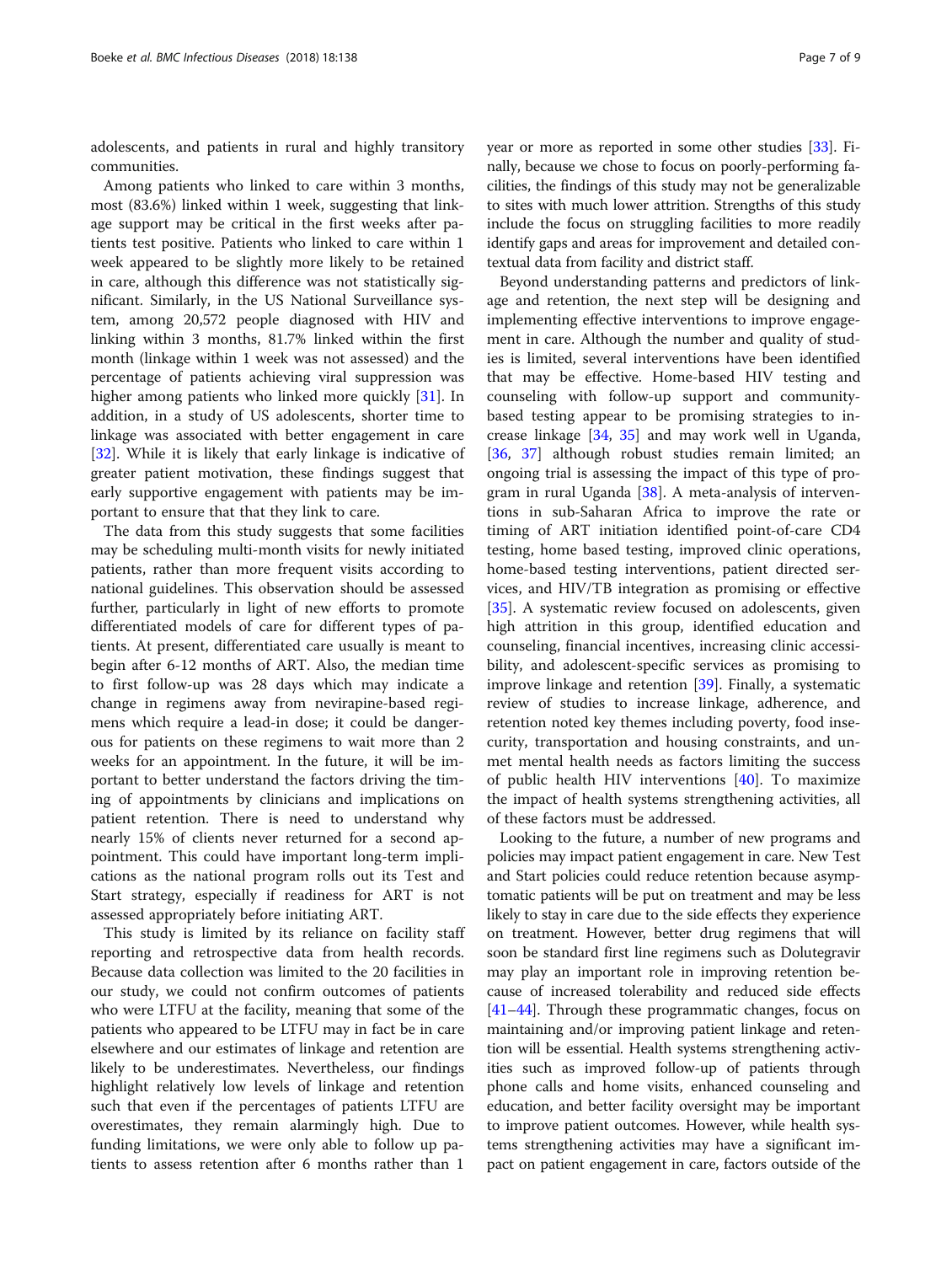adolescents, and patients in rural and highly transitory communities.

Among patients who linked to care within 3 months, most (83.6%) linked within 1 week, suggesting that linkage support may be critical in the first weeks after patients test positive. Patients who linked to care within 1 week appeared to be slightly more likely to be retained in care, although this difference was not statistically significant. Similarly, in the US National Surveillance system, among 20,572 people diagnosed with HIV and linking within 3 months, 81.7% linked within the first month (linkage within 1 week was not assessed) and the percentage of patients achieving viral suppression was higher among patients who linked more quickly [31]. In addition, in a study of US adolescents, shorter time to linkage was associated with better engagement in care [32]. While it is likely that early linkage is indicative of greater patient motivation, these findings suggest that early supportive engagement with patients may be important to ensure that that they link to care.

The data from this study suggests that some facilities may be scheduling multi-month visits for newly initiated patients, rather than more frequent visits according to national guidelines. This observation should be assessed further, particularly in light of new efforts to promote differentiated models of care for different types of patients. At present, differentiated care usually is meant to begin after 6-12 months of ART. Also, the median time to first follow-up was 28 days which may indicate a change in regimens away from nevirapine-based regimens which require a lead-in dose; it could be dangerous for patients on these regimens to wait more than 2 weeks for an appointment. In the future, it will be important to better understand the factors driving the timing of appointments by clinicians and implications on patient retention. There is need to understand why nearly 15% of clients never returned for a second appointment. This could have important long-term implications as the national program rolls out its Test and Start strategy, especially if readiness for ART is not assessed appropriately before initiating ART.

This study is limited by its reliance on facility staff reporting and retrospective data from health records. Because data collection was limited to the 20 facilities in our study, we could not confirm outcomes of patients who were LTFU at the facility, meaning that some of the patients who appeared to be LTFU may in fact be in care elsewhere and our estimates of linkage and retention are likely to be underestimates. Nevertheless, our findings highlight relatively low levels of linkage and retention such that even if the percentages of patients LTFU are overestimates, they remain alarmingly high. Due to funding limitations, we were only able to follow up patients to assess retention after 6 months rather than 1 year or more as reported in some other studies [33]. Finally, because we chose to focus on poorly-performing facilities, the findings of this study may not be generalizable to sites with much lower attrition. Strengths of this study include the focus on struggling facilities to more readily identify gaps and areas for improvement and detailed contextual data from facility and district staff.

Beyond understanding patterns and predictors of linkage and retention, the next step will be designing and implementing effective interventions to improve engagement in care. Although the number and quality of studies is limited, several interventions have been identified that may be effective. Home-based HIV testing and counseling with follow-up support and community-based testing appear to be promising strategies to increase linkage [34, 35] and may work well in Uganda, [36, 37] although robust studies remain limited; an ongoing trial is assessing the impact of this type of program in rural Uganda [38]. A meta-analysis of interventions in sub-Saharan Africa to improve the rate or timing of ART initiation identified point-of-care CD4 testing, home based testing, improved clinic operations, home-based testing interventions, patient directed services, and HIV/TB integration as promising or effective [35]. A systematic review focused on adolescents, given high attrition in this group, identified education and counseling, financial incentives, increasing clinic accessibility, and adolescent-specific services as promising to improve linkage and retention [39]. Finally, a systematic review of studies to increase linkage, adherence, and retention noted key themes including poverty, food insecurity, transportation and housing constraints, and unmet mental health needs as factors limiting the success of public health HIV interventions [40]. To maximize the impact of health systems strengthening activities, all of these factors must be addressed.

Looking to the future, a number of new programs and policies may impact patient engagement in care. New Test and Start policies could reduce retention because asymptomatic patients will be put on treatment and may be less likely to stay in care due to the side effects they experience on treatment. However, better drug regimens that will soon be standard first line regimens such as Dolutegravir may play an important role in improving retention because of increased tolerability and reduced side effects [41–44]. Through these programmatic changes, focus on maintaining and/or improving patient linkage and retention will be essential. Health systems strengthening activities such as improved follow-up of patients through phone calls and home visits, enhanced counseling and education, and better facility oversight may be important to improve patient outcomes. However, while health systems strengthening activities may have a significant impact on patient engagement in care, factors outside of the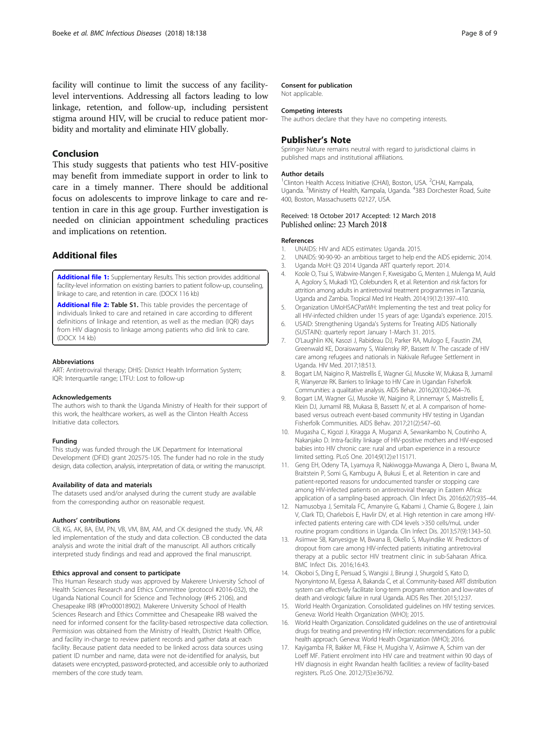facility will continue to limit the success of any facility-level interventions. Addressing all factors leading to low linkage, retention, and follow-up, including persistent stigma around HIV, will be crucial to reduce patient morbidity and mortality and eliminate HIV globally.

## Conclusion

This study suggests that patients who test HIV-positive may benefit from immediate support in order to link to care in a timely manner. There should be additional focus on adolescents to improve linkage to care and retention in care in this age group. Further investigation is needed on clinician appointment scheduling practices and implications on retention.

## Additional files

**Additional file 1:** Supplementary Results. This section provides additional facility-level information on existing barriers to patient follow-up, counseling, linkage to care, and retention in care. (DOCX 116 kb)

**Additional file 2: Table S1.** This table provides the percentage of individuals linked to care and retained in care according to different definitions of linkage and retention, as well as the median (IQR) days from HIV diagnosis to linkage among patients who did link to care. (DOCX 14 kb)

#### Abbreviations

ART: Antiretroviral therapy; DHIS: District Health Information System; IQR: Interquartile range; LTFU: Lost to follow-up

#### Acknowledgements

The authors wish to thank the Uganda Ministry of Health for their support of this work, the healthcare workers, as well as the Clinton Health Access Initiative data collectors.

#### Funding

This study was funded through the UK Department for International Development (DFID) grant 202575-105. The funder had no role in the study design, data collection, analysis, interpretation of data, or writing the manuscript.

#### Availability of data and materials

The datasets used and/or analysed during the current study are available from the corresponding author on reasonable request.

#### Authors' contributions

CB, KG, AK, BA, EM, PN, VB, VM, BM, AM, and CK designed the study. VN, AR led implementation of the study and data collection. CB conducted the data analysis and wrote the initial draft of the manuscript. All authors critically interpreted study findings and read and approved the final manuscript.

#### Ethics approval and consent to participate

This Human Research study was approved by Makerere University School of Health Sciences Research and Ethics Committee (protocol #2016-032), the Uganda National Council for Science and Technology (#HS 2106), and Chesapeake IRB (#Pro00018902). Makerere University School of Health Sciences Research and Ethics Committee and Chesapeake IRB waived the need for informed consent for the facility-based retrospective data collection. Permission was obtained from the Ministry of Health, District Health Office, and facility in-charge to review patient records and gather data at each facility. Because patient data needed to be linked across data sources using patient ID number and name, data were not de-identified for analysis, but datasets were encrypted, password-protected, and accessible only to authorized members of the core study team.

#### Consent for publication

Not applicable.

#### Competing interests

The authors declare that they have no competing interests.

### Publisher's Note

Springer Nature remains neutral with regard to jurisdictional claims in published maps and institutional affiliations.

#### Author details

[1]Clinton Health Access Initiative (CHAI), Boston, USA. [2]CHAI, Kampala, Uganda. [3]Ministry of Health, Kampala, Uganda. [4]383 Dorchester Road, Suite 400, Boston, Massachusetts 02127, USA.

Received: 18 October 2017 Accepted: 12 March 2018
Published online: 23 March 2018

#### References

1. UNAIDS: HIV and AIDS estimates: Uganda. 2015.
2. UNAIDS: 90-90-90- an ambitious target to help end the AIDS epidemic. 2014.
3. Uganda MoH: Q3 2014 Uganda ART quarterly report. 2014.
4. Koole O, Tsui S, Wabwire-Mangen F, Kwesigabo G, Menten J, Mulenga M, Auld A, Agolory S, Mukadi YD, Colebunders R, et al. Retention and risk factors for attrition among adults in antiretroviral treatment programmes in Tanzania, Uganda and Zambia. Tropical Med Int Health. 2014;19(12):1397–410.
5. Organization UMoHSACPatWH: Implementing the test and treat policy for all HIV-infected children under 15 years of age: Uganda's experience. 2015.
6. USAID: Strengthening Uganda's Systems for Treating AIDS Nationally (SUSTAIN): quarterly report January 1-March 31. 2015.
7. O'Laughlin KN, Kasozi J, Rabideau DJ, Parker RA, Mulogo E, Faustin ZM, Greenwald KE, Doraiswamy S, Walensky RP, Bassett IV. The cascade of HIV care among refugees and nationals in Nakivale Refugee Settlement in Uganda. HIV Med. 2017;18:513.
8. Bogart LM, Naigino R, Maistrellis E, Wagner GJ, Musoke W, Mukasa B, Jumamil R, Wanyenze RK. Barriers to linkage to HIV Care in Ugandan Fisherfolk Communities: a qualitative analysis. AIDS Behav. 2016;20(10):2464–76.
9. Bogart LM, Wagner GJ, Musoke W, Naigino R, Linnemayr S, Maistrellis E, Klein DJ, Jumamil RB, Mukasa B, Bassett IV, et al. A comparison of home-based versus outreach event-based community HIV testing in Ugandan Fisherfolk Communities. AIDS Behav. 2017;21(2):547–60.
10. Mugasha C, Kigozi J, Kiragga A, Muganzi A, Sewankambo N, Coutinho A, Nakanjako D. Intra-facility linkage of HIV-positive mothers and HIV-exposed babies into HIV chronic care: rural and urban experience in a resource limited setting. PLoS One. 2014;9(12):e115171.
11. Geng EH, Odeny TA, Lyamuya R, Nakiwogga-Muwanga A, Diero L, Bwana M, Braitstein P, Somi G, Kambugu A, Bukusi E, et al. Retention in care and patient-reported reasons for undocumented transfer or stopping care among HIV-infected patients on antiretroviral therapy in Eastern Africa: application of a sampling-based approach. Clin Infect Dis. 2016;62(7):935–44.
12. Namusobya J, Semitala FC, Amanyire G, Kabami J, Chamie G, Bogere J, Jain V, Clark TD, Charlebois E, Havlir DV, et al. High retention in care among HIV-infected patients entering care with CD4 levels >350 cells/muL under routine program conditions in Uganda. Clin Infect Dis. 2013;57(9):1343–50.
13. Asiimwe SB, Kanyesigye M, Bwana B, Okello S, Muyindike W. Predictors of dropout from care among HIV-infected patients initiating antiretroviral therapy at a public sector HIV treatment clinic in sub-Saharan Africa. BMC Infect Dis. 2016;16:43.
14. Okoboi S, Ding E, Persuad S, Wangisi J, Birungi J, Shurgold S, Kato D, Nyonyintono M, Egessa A, Bakanda C, et al. Community-based ART distribution system can effectively facilitate long-term program retention and low-rates of death and virologic failure in rural Uganda. AIDS Res Ther. 2015;12:37.
15. World Health Organization. Consolidated guidelines on HIV testing services. Geneva: World Health Organization (WHO); 2015.
16. World Health Organization. Consolidated guidelines on the use of antiretroviral drugs for treating and preventing HIV infection: recommendations for a public health approach. Geneva: World Health Organization (WHO); 2016.
17. Kayigamba FR, Bakker MI, Fikse H, Mugisha V, Asiimwe A, Schim van der Loeff MF. Patient enrolment into HIV care and treatment within 90 days of HIV diagnosis in eight Rwandan health facilities: a review of facility-based registers. PLoS One. 2012;7(5):e36792.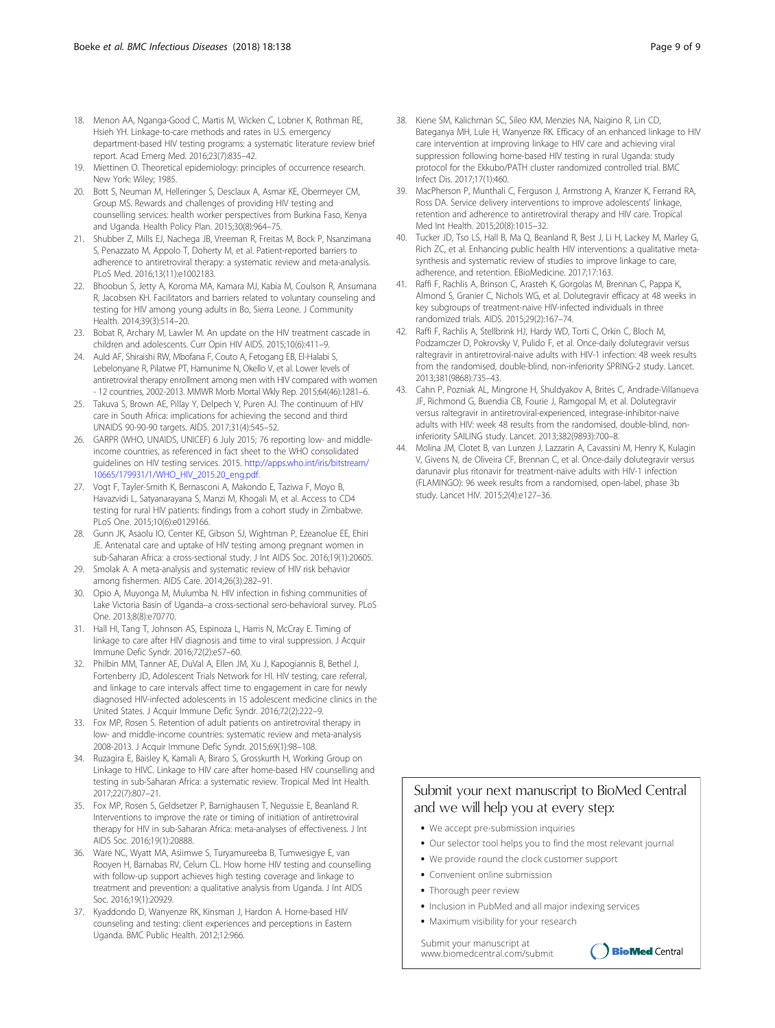18. Menon AA, Nganga-Good C, Martis M, Wicken C, Lobner K, Rothman RE, Hsieh YH. Linkage-to-care methods and rates in U.S. emergency department-based HIV testing programs: a systematic literature review brief report. Acad Emerg Med. 2016;23(7):835–42.
19. Miettinen O. Theoretical epidemiology: principles of occurrence research. New York: Wiley; 1985.
20. Bott S, Neuman M, Helleringer S, Desclaux A, Asmar KE, Obermeyer CM, Group MS. Rewards and challenges of providing HIV testing and counselling services: health worker perspectives from Burkina Faso, Kenya and Uganda. Health Policy Plan. 2015;30(8):964–75.
21. Shubber Z, Mills EJ, Nachega JB, Vreeman R, Freitas M, Bock P, Nsanzimana S, Penazzato M, Appolo T, Doherty M, et al. Patient-reported barriers to adherence to antiretroviral therapy: a systematic review and meta-analysis. PLoS Med. 2016;13(11):e1002183.
22. Bhoobun S, Jetty A, Koroma MA, Kamara MJ, Kabia M, Coulson R, Ansumana R, Jacobsen KH. Facilitators and barriers related to voluntary counseling and testing for HIV among young adults in Bo, Sierra Leone. J Community Health. 2014;39(3):514–20.
23. Bobat R, Archary M, Lawler M. An update on the HIV treatment cascade in children and adolescents. Curr Opin HIV AIDS. 2015;10(6):411–9.
24. Auld AF, Shiraishi RW, Mbofana F, Couto A, Fetogang EB, El-Halabi S, Lebelonyane R, Pilatwe PT, Hamunime N, Okello V, et al. Lower levels of antiretroviral therapy enrollment among men with HIV compared with women - 12 countries, 2002-2013. MMWR Morb Mortal Wkly Rep. 2015;64(46):1281–6.
25. Takuva S, Brown AE, Pillay Y, Delpech V, Puren AJ. The continuum of HIV care in South Africa: implications for achieving the second and third UNAIDS 90-90-90 targets. AIDS. 2017;31(4):545–52.
26. GARPR (WHO, UNAIDS, UNICEF) 6 July 2015; 76 reporting low- and middle-income countries, as referenced in fact sheet to the WHO consolidated guidelines on HIV testing services. 2015. http://apps.who.int/iris/bitstream/10665/179931/1/WHO_HIV_2015.20_eng.pdf.
27. Vogt F, Tayler-Smith K, Bernasconi A, Makondo E, Taziwa F, Moyo B, Havazvidi L, Satyanarayana S, Manzi M, Khogali M, et al. Access to CD4 testing for rural HIV patients: findings from a cohort study in Zimbabwe. PLoS One. 2015;10(6):e0129166.
28. Gunn JK, Asaolu IO, Center KE, Gibson SJ, Wightman P, Ezeanolue EE, Ehiri JE. Antenatal care and uptake of HIV testing among pregnant women in sub-Saharan Africa: a cross-sectional study. J Int AIDS Soc. 2016;19(1):20605.
29. Smolak A. A meta-analysis and systematic review of HIV risk behavior among fishermen. AIDS Care. 2014;26(3):282–91.
30. Opio A, Muyonga M, Mulumba N. HIV infection in fishing communities of Lake Victoria Basin of Uganda–a cross-sectional sero-behavioral survey. PLoS One. 2013;8(8):e70770.
31. Hall HI, Tang T, Johnson AS, Espinoza L, Harris N, McCray E. Timing of linkage to care after HIV diagnosis and time to viral suppression. J Acquir Immune Defic Syndr. 2016;72(2):e57–60.
32. Philbin MM, Tanner AE, DuVal A, Ellen JM, Xu J, Kapogiannis B, Bethel J, Fortenberry JD, Adolescent Trials Network for HI. HIV testing, care referral, and linkage to care intervals affect time to engagement in care for newly diagnosed HIV-infected adolescents in 15 adolescent medicine clinics in the United States. J Acquir Immune Defic Syndr. 2016;72(2):222–9.
33. Fox MP, Rosen S. Retention of adult patients on antiretroviral therapy in low- and middle-income countries: systematic review and meta-analysis 2008-2013. J Acquir Immune Defic Syndr. 2015;69(1):98–108.
34. Ruzagira E, Baisley K, Kamali A, Biraro S, Grosskurth H, Working Group on Linkage to HIVC. Linkage to HIV care after home-based HIV counselling and testing in sub-Saharan Africa: a systematic review. Tropical Med Int Health. 2017;22(7):807–21.
35. Fox MP, Rosen S, Geldsetzer P, Barnighausen T, Negussie E, Beanland R. Interventions to improve the rate or timing of initiation of antiretroviral therapy for HIV in sub-Saharan Africa: meta-analyses of effectiveness. J Int AIDS Soc. 2016;19(1):20888.
36. Ware NC, Wyatt MA, Asiimwe S, Turyamureeba B, Tumwesigye E, van Rooyen H, Barnabas RV, Celum CL. How home HIV testing and counselling with follow-up support achieves high testing coverage and linkage to treatment and prevention: a qualitative analysis from Uganda. J Int AIDS Soc. 2016;19(1):20929.
37. Kyaddondo D, Wanyenze RK, Kinsman J, Hardon A. Home-based HIV counseling and testing: client experiences and perceptions in Eastern Uganda. BMC Public Health. 2012;12:966.
38. Kiene SM, Kalichman SC, Sileo KM, Menzies NA, Naigino R, Lin CD, Bateganya MH, Lule H, Wanyenze RK. Efficacy of an enhanced linkage to HIV care intervention at improving linkage to HIV care and achieving viral suppression following home-based HIV testing in rural Uganda: study protocol for the Ekkubo/PATH cluster randomized controlled trial. BMC Infect Dis. 2017;17(1):460.
39. MacPherson P, Munthali C, Ferguson J, Armstrong A, Kranzer K, Ferrand RA, Ross DA. Service delivery interventions to improve adolescents' linkage, retention and adherence to antiretroviral therapy and HIV care. Tropical Med Int Health. 2015;20(8):1015–32.
40. Tucker JD, Tso LS, Hall B, Ma Q, Beanland R, Best J, Li H, Lackey M, Marley G, Rich ZC, et al. Enhancing public health HIV interventions: a qualitative meta-synthesis and systematic review of studies to improve linkage to care, adherence, and retention. EBioMedicine. 2017;17:163.
41. Raffi F, Rachlis A, Brinson C, Arasteh K, Gorgolas M, Brennan C, Pappa K, Almond S, Granier C, Nichols WG, et al. Dolutegravir efficacy at 48 weeks in key subgroups of treatment-naive HIV-infected individuals in three randomized trials. AIDS. 2015;29(2):167–74.
42. Raffi F, Rachlis A, Stellbrink HJ, Hardy WD, Torti C, Orkin C, Bloch M, Podzamczer D, Pokrovsky V, Pulido F, et al. Once-daily dolutegravir versus raltegravir in antiretroviral-naive adults with HIV-1 infection: 48 week results from the randomised, double-blind, non-inferiority SPRING-2 study. Lancet. 2013;381(9868):735–43.
43. Cahn P, Pozniak AL, Mingrone H, Shuldyakov A, Brites C, Andrade-Villanueva JF, Richmond G, Buendia CB, Fourie J, Ramgopal M, et al. Dolutegravir versus raltegravir in antiretroviral-experienced, integrase-inhibitor-naive adults with HIV: week 48 results from the randomised, double-blind, non-inferiority SAILING study. Lancet. 2013;382(9893):700–8.
44. Molina JM, Clotet B, van Lunzen J, Lazzarin A, Cavassini M, Henry K, Kulagin V, Givens N, de Oliveira CF, Brennan C, et al. Once-daily dolutegravir versus darunavir plus ritonavir for treatment-naive adults with HIV-1 infection (FLAMINGO): 96 week results from a randomised, open-label, phase 3b study. Lancet HIV. 2015;2(4):e127–36.

Submit your next manuscript to BioMed Central and we will help you at every step:

- We accept pre-submission inquiries
- Our selector tool helps you to find the most relevant journal
- We provide round the clock customer support
- Convenient online submission
- Thorough peer review
- Inclusion in PubMed and all major indexing services
- Maximum visibility for your research

Submit your manuscript at www.biomedcentral.com/submit

BioMed Central